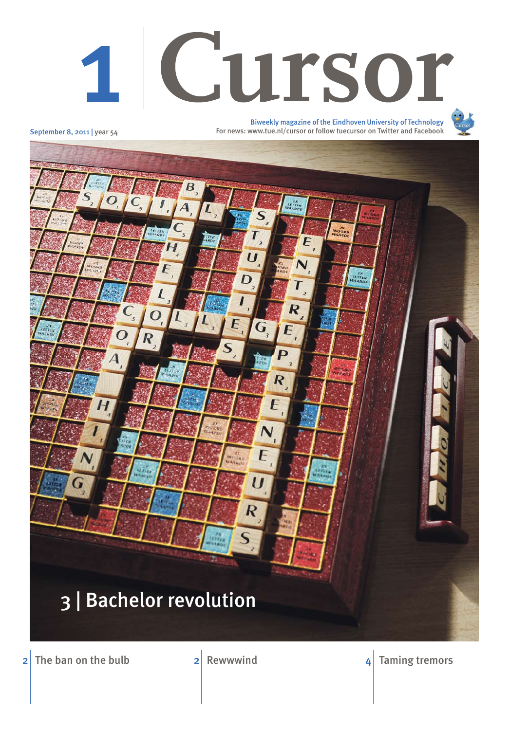# 1 Cursor

September 8, 2011 | year 54

Biweekly magazine of the Eindhoven University of Technology
For news: www.tue.nl/cursor or follow tuecursor on Twitter and Facebook

## 3 | Bachelor revolution

2 | The ban on the bulb

2 | Rewwwind

4 | Taming tremors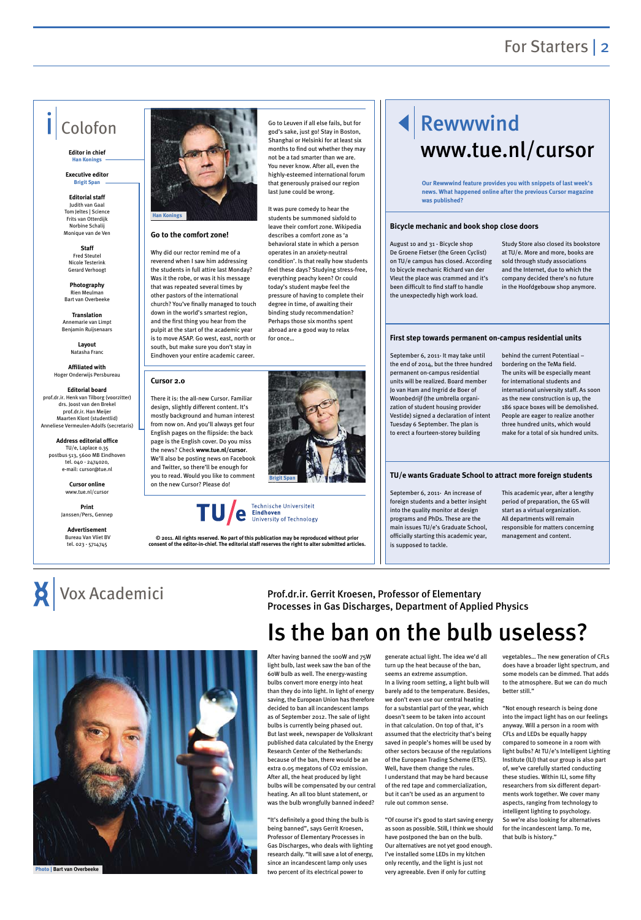# Colofon

**Editor in chief**
Han Konings

**Executive editor**
Brigit Span

**Editorial staff**
Judith van Gaal
Tom Jeltes | Science
Frits van Otterdijk
Norbine Schalij
Monique van de Ven

**Staff**
Fred Steutel
Nicole Testerink
Gerard Verhoogt

**Photography**
Rien Meulman
Bart van Overbeeke

**Translation**
Annemarie van Limpt
Benjamin Ruijsenaars

**Layout**
Natasha Franc

**Affiliated with**
Hoger Onderwijs Persbureau

**Editorial board**
prof.dr.ir. Henk van Tilborg (voorzitter)
drs. Joost van den Brekel
prof.dr.ir. Han Meijer
Maarten Klont (studentlid)
Anneliese Vermeulen-Adolfs (secretaris)

**Address editorial office**
TU/e, Laplace 0.35
postbus 513, 5600 MB Eindhoven
tel. 040 - 2474020,
e-mail: cursor@tue.nl

**Cursor online**
www.tue.nl/cursor

**Print**
Janssen/Pers, Gennep

**Advertisement**
Bureau Van Vliet BV
tel. 023 - 5714745

Han Konings

### Go to the comfort zone!

Why did our rector remind me of a reverend when I saw him addressing the students in full attire last Monday? Was it the robe, or was it his message that was repeated several times by other pastors of the international church? You've finally managed to touch down in the world's smartest region, and the first thing you hear from the pulpit at the start of the academic year is to move ASAP. Go west, east, north or south, but make sure you don't stay in Eindhoven your entire academic career. Go to Leuven if all else fails, but for god's sake, just go! Stay in Boston, Shanghai or Helsinki for at least six months to find out whether they may not be a tad smarter than we are. You never know. After all, even the highly-esteemed international forum that generously praised our region last June could be wrong.

It was pure comedy to hear the students be summoned sixfold to leave their comfort zone. Wikipedia describes a comfort zone as 'a behavioral state in which a person operates in an anxiety-neutral condition'. Is that really how students feel these days? Studying stress-free, everything peachy keen? Or could today's student maybe feel the pressure of having to complete their degree in time, of awaiting their binding study recommendation? Perhaps those six months spent abroad are a good way to relax for once...

### Cursor 2.0

There it is: the all-new Cursor. Familiar design, slightly different content. It's mostly background and human interest from now on. And you'll always get four English pages on the flipside: the back page is the English cover. Do you miss the news? Check **www.tue.nl/cursor**. We'll also be posting news on Facebook and Twitter, so there'll be enough for you to read. Would you like to comment on the new Cursor? Please do!

Brigit Span

Technische Universiteit **Eindhoven** University of Technology

**© 2011. All rights reserved. No part of this publication may be reproduced without prior consent of the editor-in-chief. The editorial staff reserves the right to alter submitted articles.**

# Rewwwind www.tue.nl/cursor

**Our Rewwwind feature provides you with snippets of last week's news. What happened online after the previous Cursor magazine was published?**

### Bicycle mechanic and book shop close doors

August 10 and 31 - Bicycle shop De Groene Fietser (the Green Cyclist) on TU/e campus has closed. According to bicycle mechanic Richard van der Vleut the place was crammed and it's been difficult to find staff to handle the unexpectedly high work load.

Study Store also closed its bookstore at TU/e. More and more, books are sold through study associations and the Internet, due to which the company decided there's no future in the Hoofdgebouw shop anymore.

### First step towards permanent on-campus residential units

September 6, 2011- It may take until the end of 2014, but the three hundred permanent on-campus residential units will be realized. Board member Jo van Ham and Ingrid de Boer of Woonbedrijf (the umbrella organization of student housing provider Vestide) signed a declaration of intent Tuesday 6 September. The plan is to erect a fourteen-storey building behind the current Potentiaal – bordering on the TeMa field. The units will be especially meant for international students and international university staff. As soon as the new construction is up, the 186 space boxes will be demolished. People are eager to realize another three hundred units, which would make for a total of six hundred units.

### TU/e wants Graduate School to attract more foreign students

September 6, 2011- An increase of foreign students and a better insight into the quality monitor at design programs and PhDs. These are the main issues TU/e's Graduate School, officially starting this academic year, is supposed to tackle.

This academic year, after a lengthy period of preparation, the GS will start as a virtual organization. All departments will remain responsible for matters concerning management and content.

# Vox Academici

Prof.dr.ir. Gerrit Kroesen, Professor of Elementary Processes in Gas Discharges, Department of Applied Physics

## Is the ban on the bulb useless?

Photo | Bart van Overbeeke

After having banned the 100W and 75W light bulb, last week saw the ban of the 60W bulb as well. The energy-wasting bulbs convert more energy into heat than they do into light. In light of energy saving, the European Union has therefore decided to ban all incandescent lamps as of September 2012. The sale of light bulbs is currently being phased out. But last week, newspaper de Volkskrant published data calculated by the Energy Research Center of the Netherlands: because of the ban, there would be an extra 0.05 megatons of $CO_2$ emission. After all, the heat produced by light bulbs will be compensated by our central heating. An all too blunt statement, or was the bulb wrongfully banned indeed?

"It's definitely a good thing the bulb is being banned", says Gerrit Kroesen, Professor of Elementary Processes in Gas Discharges, who deals with lighting research daily. "It will save a lot of energy, since an incandescent lamp only uses two percent of its electrical power to generate actual light. The idea we'd all turn up the heat because of the ban, seems an extreme assumption. In a living room setting, a light bulb will barely add to the temperature. Besides, we don't even use our central heating for a substantial part of the year, which doesn't seem to be taken into account in that calculation. On top of that, it's assumed that the electricity that's being saved in people's homes will be used by other sectors because of the regulations of the European Trading Scheme (ETS). Well, have them change the rules. I understand that may be hard because of the red tape and commercialization, but it can't be used as an argument to rule out common sense.

"Of course it's good to start saving energy as soon as possible. Still, I think we should have postponed the ban on the bulb. Our alternatives are not yet good enough. I've installed some LEDs in my kitchen only recently, and the light is just not very agreeable. Even if only for cutting vegetables... The new generation of CFLs does have a broader light spectrum, and some models can be dimmed. That adds to the atmosphere. But we can do much better still."

"Not enough research is being done into the impact light has on our feelings anyway. Will a person in a room with CFLs and LEDs be equally happy compared to someone in a room with light bulbs? At TU/e's Intelligent Lighting Institute (ILI) that our group is also part of, we've carefully started conducting these studies. Within ILI, some fifty researchers from six different departments work together. We cover many aspects, ranging from technology to intelligent lighting to psychology. So we're also looking for alternatives for the incandescent lamp. To me, that bulb is history."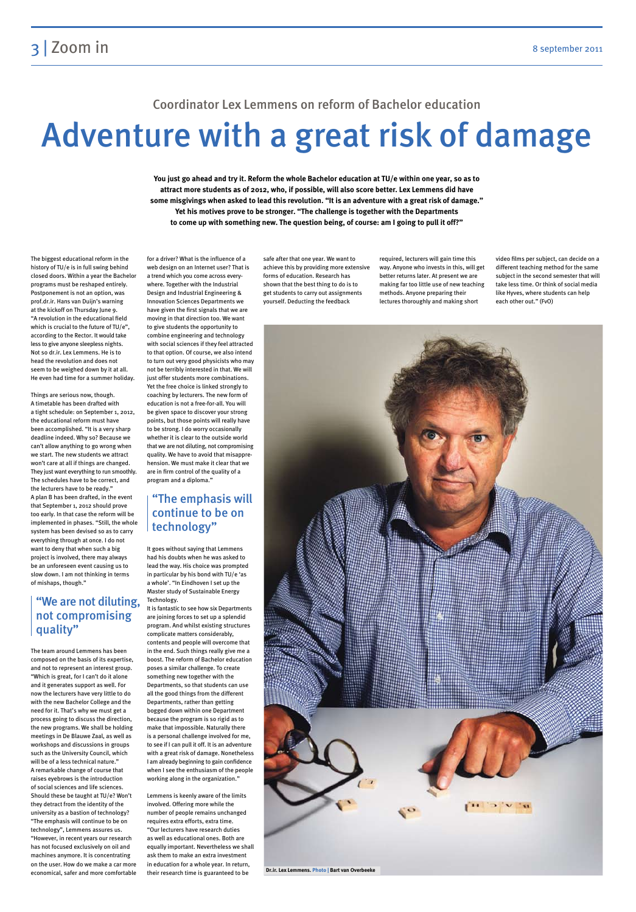## Coordinator Lex Lemmens on reform of Bachelor education

# Adventure with a great risk of damage

**You just go ahead and try it. Reform the whole Bachelor education at TU/e within one year, so as to attract more students as of 2012, who, if possible, will also score better. Lex Lemmens did have some misgivings when asked to lead this revolution. "It is an adventure with a great risk of damage." Yet his motives prove to be stronger. "The challenge is together with the Departments to come up with something new. The question being, of course: am I going to pull it off?"**

The biggest educational reform in the history of TU/e is in full swing behind closed doors. Within a year the Bachelor programs must be reshaped entirely. Postponement is not an option, was prof.dr.ir. Hans van Duijn's warning at the kickoff on Thursday June 9. "A revolution in the educational field which is crucial to the future of TU/e", according to the Rector. It would take less to give anyone sleepless nights. Not so dr.ir. Lex Lemmens. He is to head the revolution and does not seem to be weighed down by it at all. He even had time for a summer holiday.

Things are serious now, though. A timetable has been drafted with a tight schedule: on September 1, 2012, the educational reform must have been accomplished. "It is a very sharp deadline indeed. Why so? Because we can't allow anything to go wrong when we start. The new students we attract won't care at all if things are changed. They just want everything to run smoothly. The schedules have to be correct, and the lecturers have to be ready." A plan B has been drafted, in the event that September 1, 2012 should prove too early. In that case the reform will be implemented in phases. "Still, the whole system has been devised so as to carry everything through at once. I do not want to deny that when such a big project is involved, there may always be an unforeseen event causing us to slow down. I am not thinking in terms of mishaps, though."

### "We are not diluting, not compromising quality"

The team around Lemmens has been composed on the basis of its expertise, and not to represent an interest group. "Which is great, for I can't do it alone and it generates support as well. For now the lecturers have very little to do with the new Bachelor College and the need for it. That's why we must get a process going to discuss the direction, the new programs. We shall be holding meetings in De Blauwe Zaal, as well as workshops and discussions in groups such as the University Council, which will be of a less technical nature." A remarkable change of course that raises eyebrows is the introduction of social sciences and life sciences. Should these be taught at TU/e? Won't they detract from the identity of the university as a bastion of technology? "The emphasis will continue to be on technology", Lemmens assures us. "However, in recent years our research has not focused exclusively on oil and machines anymore. It is concentrating on the user. How do we make a car more economical, safer and more comfortable for a driver? What is the influence of a web design on an Internet user? That is a trend which you come across everywhere. Together with the Industrial Design and Industrial Engineering & Innovation Sciences Departments we have given the first signals that we are moving in that direction too. We want to give students the opportunity to combine engineering and technology with social sciences if they feel attracted to that option. Of course, we also intend to turn out very good physicists who may not be terribly interested in that. We will just offer students more combinations. Yet the free choice is linked strongly to coaching by lecturers. The new form of education is not a free-for-all. You will be given space to discover your strong points, but those points will really have to be strong. I do worry occasionally whether it is clear to the outside world that we are not diluting, not compromising quality. We have to avoid that misapprehension. We must make it clear that we are in firm control of the quality of a program and a diploma."

### "The emphasis will continue to be on technology"

It goes without saying that Lemmens had his doubts when he was asked to lead the way. His choice was prompted in particular by his bond with TU/e 'as a whole'. "In Eindhoven I set up the Master study of Sustainable Energy Technology.

It is fantastic to see how six Departments are joining forces to set up a splendid program. And whilst existing structures complicate matters considerably, contents and people will overcome that in the end. Such things really give me a boost. The reform of Bachelor education poses a similar challenge. To create something new together with the Departments, so that students can use all the good things from the different Departments, rather than getting bogged down within one Department because the program is so rigid as to make that impossible. Naturally there is a personal challenge involved for me, to see if I can pull it off. It is an adventure with a great risk of damage. Nonetheless I am already beginning to gain confidence when I see the enthusiasm of the people working along in the organization."

Lemmens is keenly aware of the limits involved. Offering more while the number of people remains unchanged requires extra efforts, extra time. "Our lecturers have research duties as well as educational ones. Both are equally important. Nevertheless we shall ask them to make an extra investment in education for a whole year. In return, their research time is guaranteed to be safe after that one year. We want to achieve this by providing more extensive forms of education. Research has shown that the best thing to do is to get students to carry out assignments yourself. Deducting the feedback required, lecturers will gain time this way. Anyone who invests in this, will get better returns later. At present we are making far too little use of new teaching methods. Anyone preparing their lectures thoroughly and making short video films per subject, can decide on a different teaching method for the same subject in the second semester that will take less time. Or think of social media like Hyves, where students can help each other out." (FvO)

Dr.ir. Lex Lemmens. Photo | Bart van Overbeeke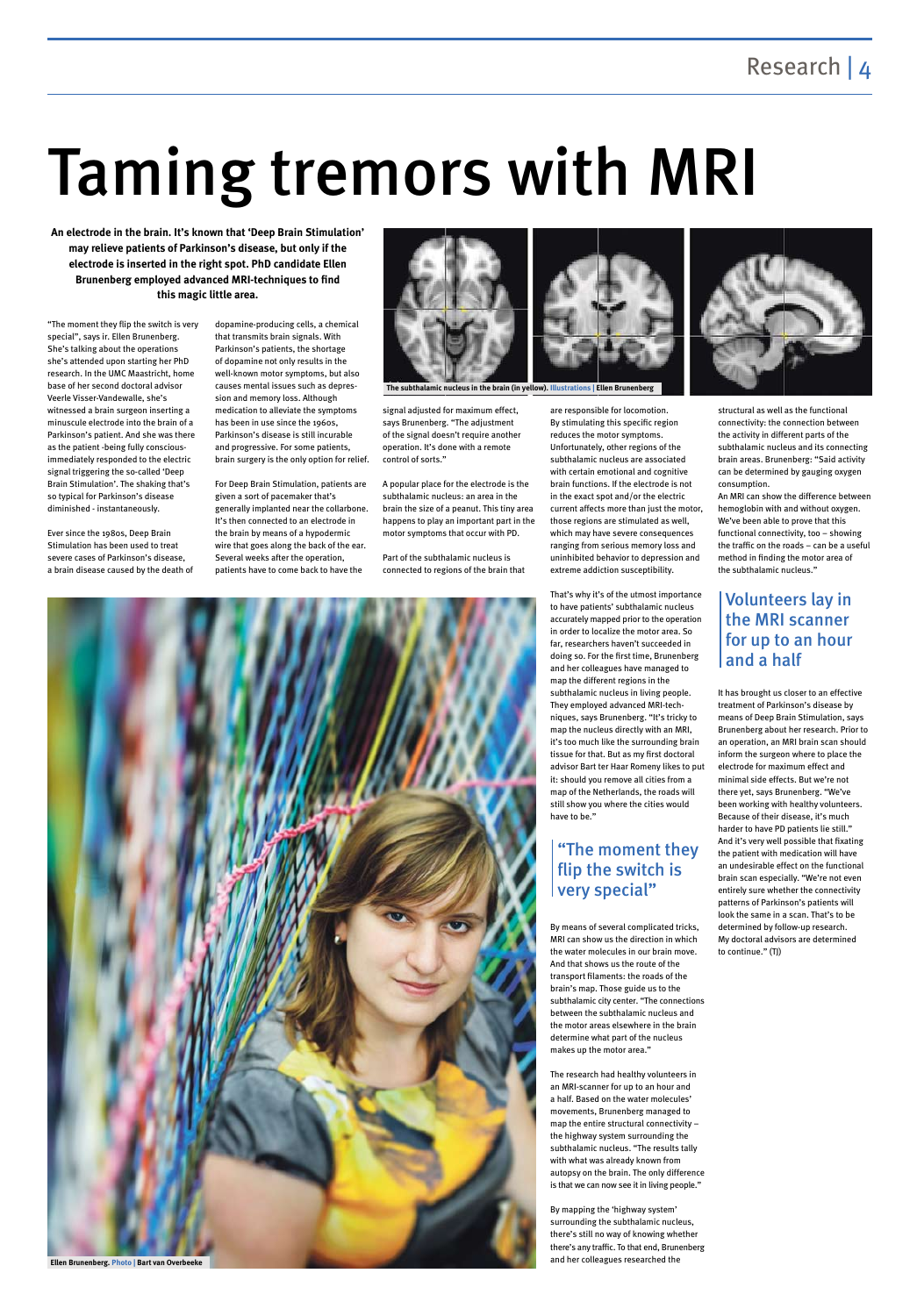# Taming tremors with MRI

**An electrode in the brain. It's known that 'Deep Brain Stimulation' may relieve patients of Parkinson's disease, but only if the electrode is inserted in the right spot. PhD candidate Ellen Brunenberg employed advanced MRI-techniques to find this magic little area.**

The subthalamic nucleus in the brain (in yellow). Illustrations | Ellen Brunenberg

"The moment they flip the switch is very special", says ir. Ellen Brunenberg. She's talking about the operations she's attended upon starting her PhD research. In the UMC Maastricht, home base of her second doctoral advisor Veerle Visser-Vandewalle, she's witnessed a brain surgeon inserting a minuscule electrode into the brain of a Parkinson's patient. And she was there as the patient -being fully conscious- immediately responded to the electric signal triggering the so-called 'Deep Brain Stimulation'. The shaking that's so typical for Parkinson's disease diminished - instantaneously.

Ever since the 1980s, Deep Brain Stimulation has been used to treat severe cases of Parkinson's disease, a brain disease caused by the death of dopamine-producing cells, a chemical that transmits brain signals. With Parkinson's patients, the shortage of dopamine not only results in the well-known motor symptoms, but also causes mental issues such as depression and memory loss. Although medication to alleviate the symptoms has been in use since the 1960s, Parkinson's disease is still incurable and progressive. For some patients, brain surgery is the only option for relief.

For Deep Brain Stimulation, patients are given a sort of pacemaker that's generally implanted near the collarbone. It's then connected to an electrode in the brain by means of a hypodermic wire that goes along the back of the ear. Several weeks after the operation, patients have to come back to have the signal adjusted for maximum effect, says Brunenberg. "The adjustment of the signal doesn't require another operation. It's done with a remote control of sorts."

A popular place for the electrode is the subthalamic nucleus: an area in the brain the size of a peanut. This tiny area happens to play an important part in the motor symptoms that occur with PD.

Part of the subthalamic nucleus is connected to regions of the brain that are responsible for locomotion. By stimulating this specific region reduces the motor symptoms. Unfortunately, other regions of the subthalamic nucleus are associated with certain emotional and cognitive brain functions. If the electrode is not in the exact spot and/or the electric current affects more than just the motor, those regions are stimulated as well, which may have severe consequences ranging from serious memory loss and uninhibited behavior to depression and extreme addiction susceptibility.

That's why it's of the utmost importance to have patients' subthalamic nucleus accurately mapped prior to the operation in order to localize the motor area. So far, researchers haven't succeeded in doing so. For the first time, Brunenberg and her colleagues have managed to map the different regions in the subthalamic nucleus in living people. They employed advanced MRI-techniques, says Brunenberg. "It's tricky to map the nucleus directly with an MRI, it's too much like the surrounding brain tissue for that. But as my first doctoral advisor Bart ter Haar Romeny likes to put it: should you remove all cities from a map of the Netherlands, the roads will still show you where the cities would have to be."

> "The moment they flip the switch is very special"

By means of several complicated tricks, MRI can show us the direction in which the water molecules in our brain move. And that shows us the route of the transport filaments: the roads of the brain's map. Those guide us to the subthalamic city center. "The connections between the subthalamic nucleus and the motor areas elsewhere in the brain determine what part of the nucleus makes up the motor area."

The research had healthy volunteers in an MRI-scanner for up to an hour and a half. Based on the water molecules' movements, Brunenberg managed to map the entire structural connectivity – the highway system surrounding the subthalamic nucleus. "The results tally with what was already known from autopsy on the brain. The only difference is that we can now see it in living people."

By mapping the 'highway system' surrounding the subthalamic nucleus, there's still no way of knowing whether there's any traffic. To that end, Brunenberg and her colleagues researched the structural as well as the functional connectivity: the connection between the activity in different parts of the subthalamic nucleus and its connecting brain areas. Brunenberg: "Said activity can be determined by gauging oxygen consumption.
An MRI can show the difference between hemoglobin with and without oxygen. We've been able to prove that this functional connectivity, too – showing the traffic on the roads – can be a useful method in finding the motor area of the subthalamic nucleus."

> Volunteers lay in the MRI scanner for up to an hour and a half

It has brought us closer to an effective treatment of Parkinson's disease by means of Deep Brain Stimulation, says Brunenberg about her research. Prior to an operation, an MRI brain scan should inform the surgeon where to place the electrode for maximum effect and minimal side effects. But we're not there yet, says Brunenberg. "We've been working with healthy volunteers. Because of their disease, it's much harder to have PD patients lie still." And it's very well possible that fixating the patient with medication will have an undesirable effect on the functional brain scan especially. "We're not even entirely sure whether the connectivity patterns of Parkinson's patients will look the same in a scan. That's to be determined by follow-up research. My doctoral advisors are determined to continue." (TJ)

Ellen Brunenberg. Photo | Bart van Overbeeke